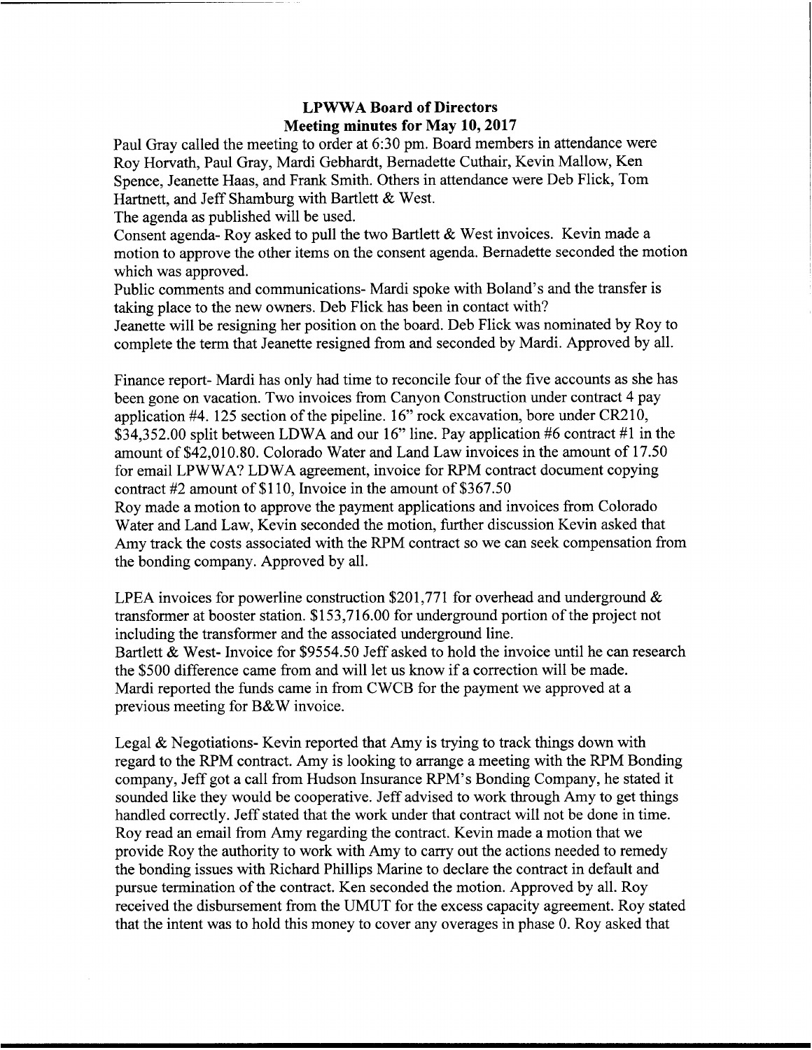**LPWWA Board of Directors**
**Meeting minutes for May 10, 2017**

Paul Gray called the meeting to order at 6:30 pm. Board members in attendance were Roy Horvath, Paul Gray, Mardi Gebhardt, Bernadette Cuthair, Kevin Mallow, Ken Spence, Jeanette Haas, and Frank Smith. Others in attendance were Deb Flick, Tom Hartnett, and Jeff Shamburg with Bartlett & West.

The agenda as published will be used.

Consent agenda- Roy asked to pull the two Bartlett & West invoices. Kevin made a motion to approve the other items on the consent agenda. Bernadette seconded the motion which was approved.

Public comments and communications- Mardi spoke with Boland's and the transfer is taking place to the new owners. Deb Flick has been in contact with?

Jeanette will be resigning her position on the board. Deb Flick was nominated by Roy to complete the term that Jeanette resigned from and seconded by Mardi. Approved by all.

Finance report- Mardi has only had time to reconcile four of the five accounts as she has been gone on vacation. Two invoices from Canyon Construction under contract 4 pay application #4. 125 section of the pipeline. 16" rock excavation, bore under CR210, $34,352.00 split between LDWA and our 16" line. Pay application #6 contract #1 in the amount of $42,010.80. Colorado Water and Land Law invoices in the amount of 17.50 for email LPWWA? LDWA agreement, invoice for RPM contract document copying contract #2 amount of $110, Invoice in the amount of $367.50

Roy made a motion to approve the payment applications and invoices from Colorado Water and Land Law, Kevin seconded the motion, further discussion Kevin asked that Amy track the costs associated with the RPM contract so we can seek compensation from the bonding company. Approved by all.

LPEA invoices for powerline construction $201,771 for overhead and underground & transformer at booster station. $153,716.00 for underground portion of the project not including the transformer and the associated underground line.

Bartlett & West- Invoice for $9554.50 Jeff asked to hold the invoice until he can research the $500 difference came from and will let us know if a correction will be made.

Mardi reported the funds came in from CWCB for the payment we approved at a previous meeting for B&W invoice.

Legal & Negotiations- Kevin reported that Amy is trying to track things down with regard to the RPM contract. Amy is looking to arrange a meeting with the RPM Bonding company, Jeff got a call from Hudson Insurance RPM's Bonding Company, he stated it sounded like they would be cooperative. Jeff advised to work through Amy to get things handled correctly. Jeff stated that the work under that contract will not be done in time. Roy read an email from Amy regarding the contract. Kevin made a motion that we provide Roy the authority to work with Amy to carry out the actions needed to remedy the bonding issues with Richard Phillips Marine to declare the contract in default and pursue termination of the contract. Ken seconded the motion. Approved by all. Roy received the disbursement from the UMUT for the excess capacity agreement. Roy stated that the intent was to hold this money to cover any overages in phase 0. Roy asked that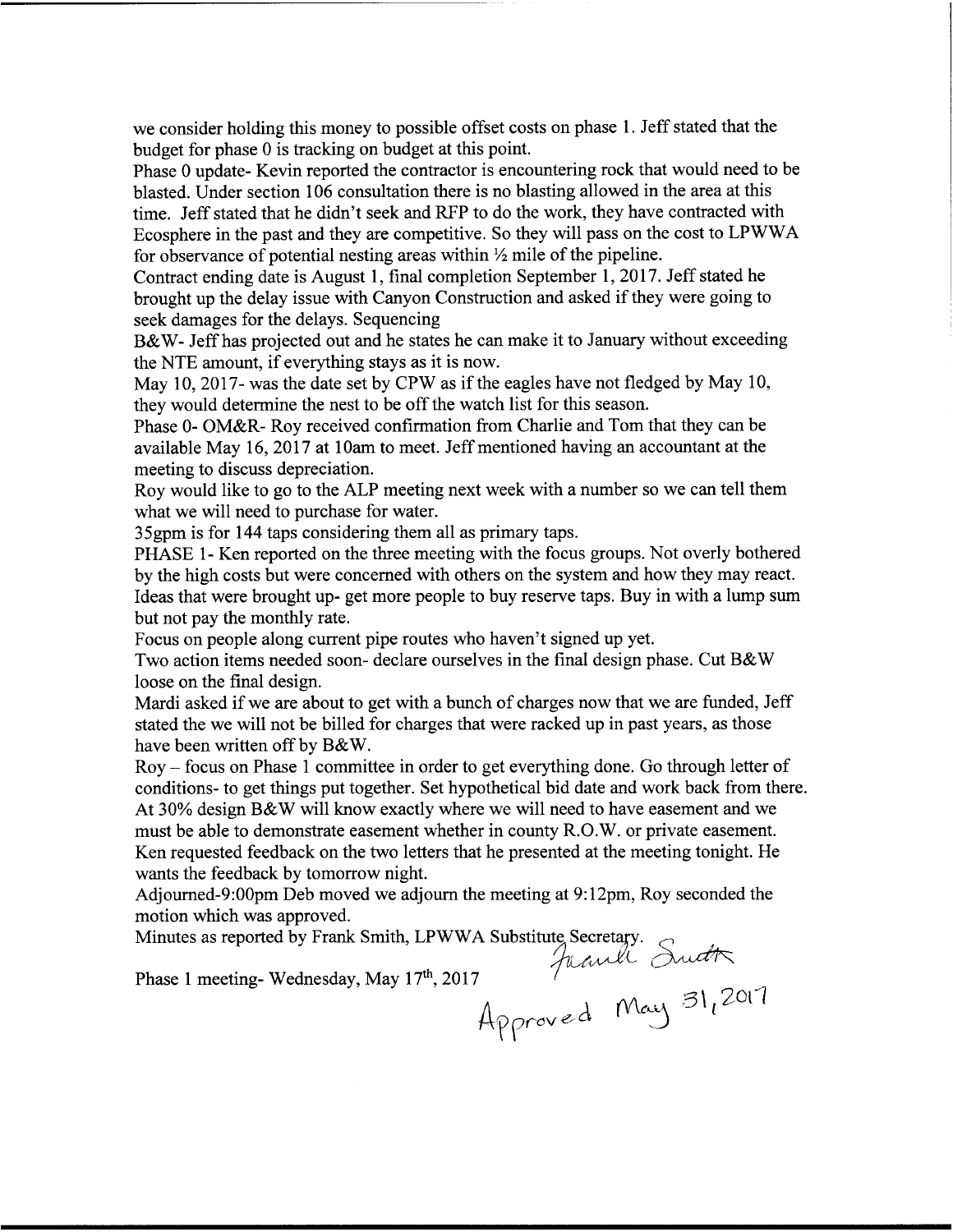we consider holding this money to possible offset costs on phase 1. Jeff stated that the budget for phase 0 is tracking on budget at this point.

Phase 0 update- Kevin reported the contractor is encountering rock that would need to be blasted. Under section 106 consultation there is no blasting allowed in the area at this time. Jeff stated that he didn't seek and RFP to do the work, they have contracted with Ecosphere in the past and they are competitive. So they will pass on the cost to LPWWA for observance of potential nesting areas within ½ mile of the pipeline.

Contract ending date is August 1, final completion September 1, 2017. Jeff stated he brought up the delay issue with Canyon Construction and asked if they were going to seek damages for the delays. Sequencing

B&W- Jeff has projected out and he states he can make it to January without exceeding the NTE amount, if everything stays as it is now.

May 10, 2017- was the date set by CPW as if the eagles have not fledged by May 10, they would determine the nest to be off the watch list for this season.

Phase 0- OM&R- Roy received confirmation from Charlie and Tom that they can be available May 16, 2017 at 10am to meet. Jeff mentioned having an accountant at the meeting to discuss depreciation.

Roy would like to go to the ALP meeting next week with a number so we can tell them what we will need to purchase for water.

35gpm is for 144 taps considering them all as primary taps.

PHASE 1- Ken reported on the three meeting with the focus groups. Not overly bothered by the high costs but were concerned with others on the system and how they may react. Ideas that were brought up- get more people to buy reserve taps. Buy in with a lump sum but not pay the monthly rate.

Focus on people along current pipe routes who haven't signed up yet.

Two action items needed soon- declare ourselves in the final design phase. Cut B&W loose on the final design.

Mardi asked if we are about to get with a bunch of charges now that we are funded, Jeff stated the we will not be billed for charges that were racked up in past years, as those have been written off by B&W.

Roy – focus on Phase 1 committee in order to get everything done. Go through letter of conditions- to get things put together. Set hypothetical bid date and work back from there. At 30% design B&W will know exactly where we will need to have easement and we must be able to demonstrate easement whether in county R.O.W. or private easement.

Ken requested feedback on the two letters that he presented at the meeting tonight. He wants the feedback by tomorrow night.

Adjourned-9:00pm Deb moved we adjourn the meeting at 9:12pm, Roy seconded the motion which was approved.

Minutes as reported by Frank Smith, LPWWA Substitute Secretary.

Frank Smith

Phase 1 meeting- Wednesday, May 17th, 2017

Approved May 31, 2017